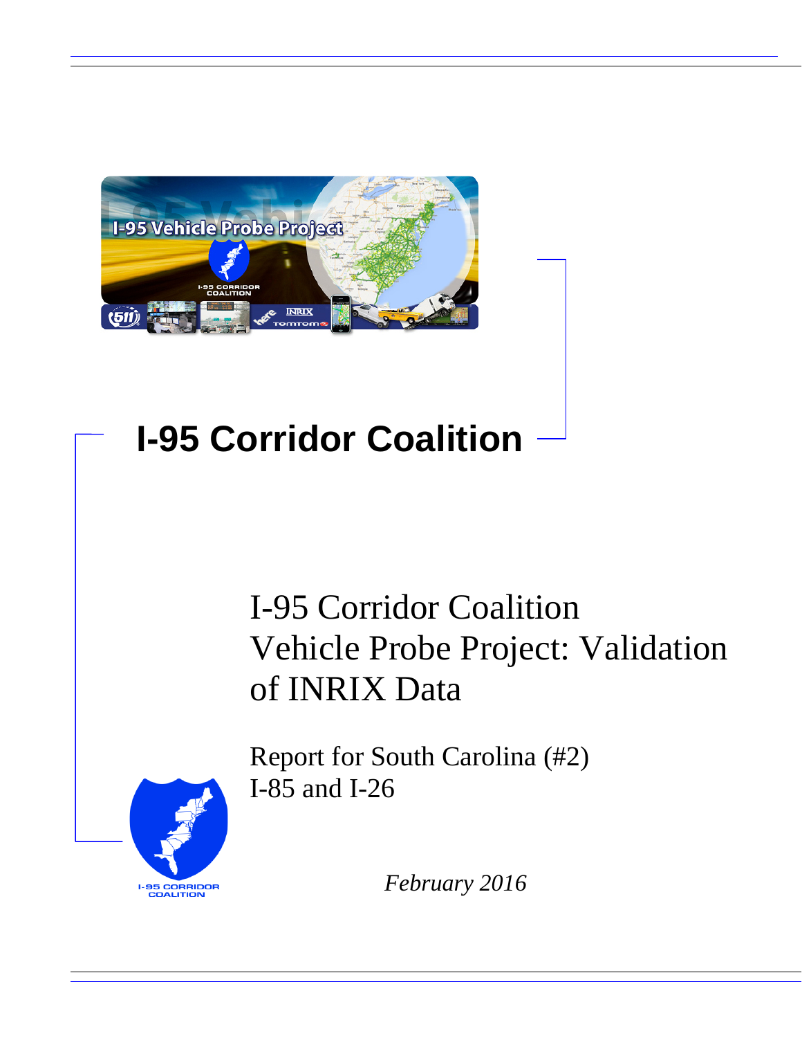# I-95 Corridor Coalition

## I-95 Corridor Coalition Vehicle Probe Project: Validation of INRIX Data

Report for South Carolina (#2)
I-85 and I-26

*February 2016*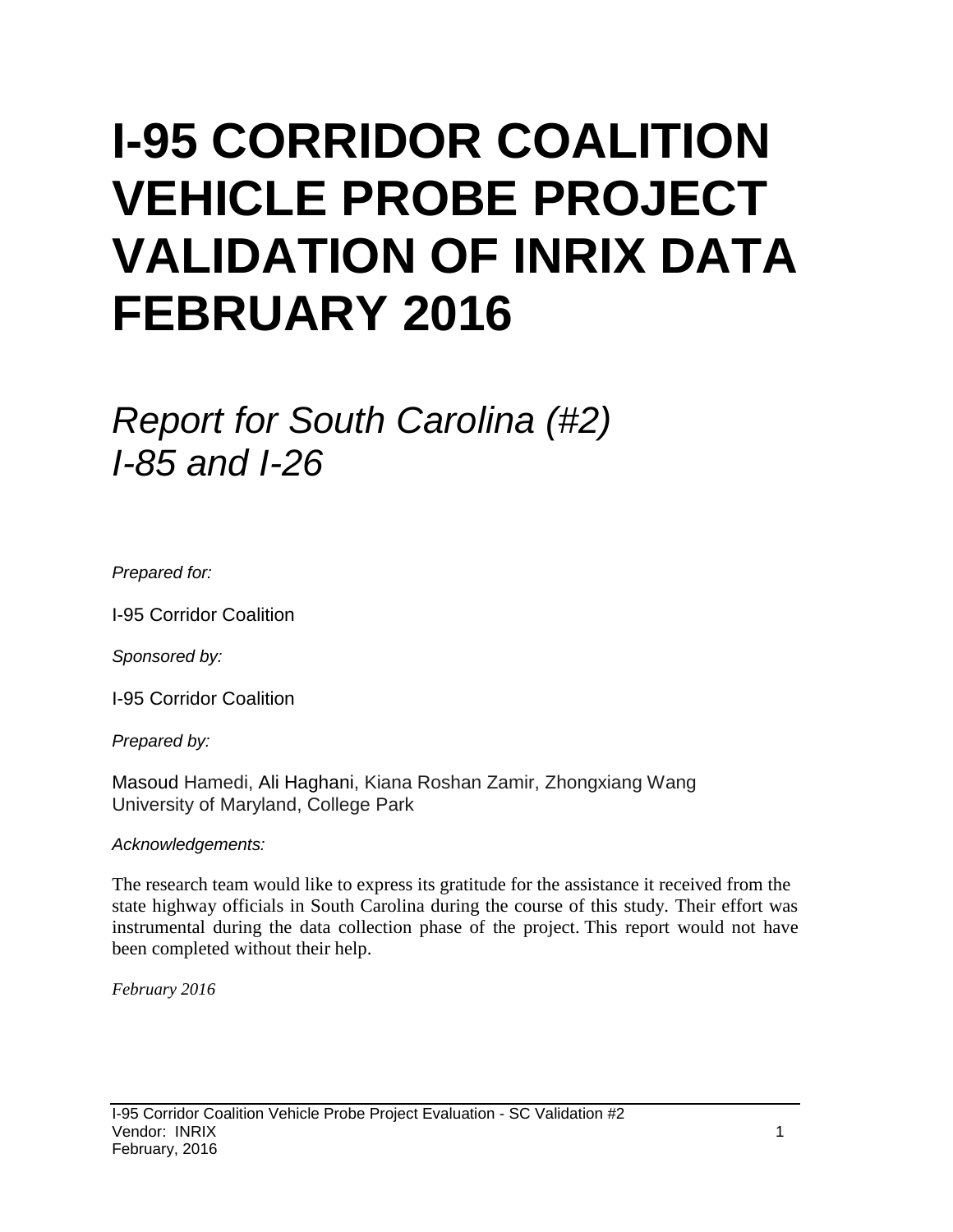# I-95 CORRIDOR COALITION VEHICLE PROBE PROJECT VALIDATION OF INRIX DATA FEBRUARY 2016

## *Report for South Carolina (#2)*
## *I-85 and I-26*

*Prepared for:*

I-95 Corridor Coalition

*Sponsored by:*

I-95 Corridor Coalition

*Prepared by:*

Masoud Hamedi, Ali Haghani, Kiana Roshan Zamir, Zhongxiang Wang
University of Maryland, College Park

*Acknowledgements:*

The research team would like to express its gratitude for the assistance it received from the state highway officials in South Carolina during the course of this study. Their effort was instrumental during the data collection phase of the project. This report would not have been completed without their help.

*February 2016*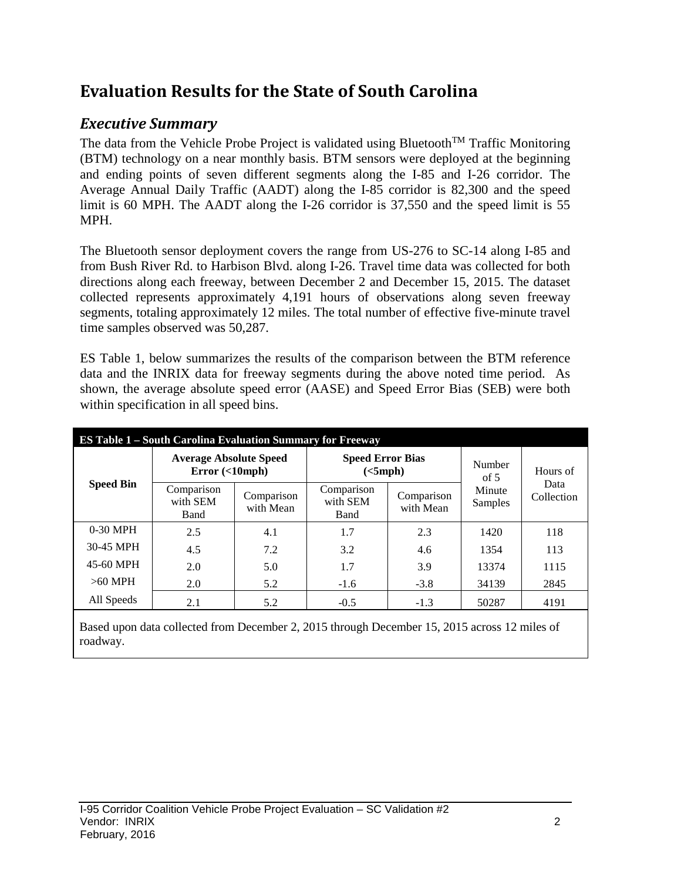# Evaluation Results for the State of South Carolina

## *Executive Summary*

The data from the Vehicle Probe Project is validated using Bluetooth™ Traffic Monitoring (BTM) technology on a near monthly basis. BTM sensors were deployed at the beginning and ending points of seven different segments along the I-85 and I-26 corridor. The Average Annual Daily Traffic (AADT) along the I-85 corridor is 82,300 and the speed limit is 60 MPH. The AADT along the I-26 corridor is 37,550 and the speed limit is 55 MPH.

The Bluetooth sensor deployment covers the range from US-276 to SC-14 along I-85 and from Bush River Rd. to Harbison Blvd. along I-26. Travel time data was collected for both directions along each freeway, between December 2 and December 15, 2015. The dataset collected represents approximately 4,191 hours of observations along seven freeway segments, totaling approximately 12 miles. The total number of effective five-minute travel time samples observed was 50,287.

ES Table 1, below summarizes the results of the comparison between the BTM reference data and the INRIX data for freeway segments during the above noted time period. As shown, the average absolute speed error (AASE) and Speed Error Bias (SEB) were both within specification in all speed bins.

**ES Table 1 – South Carolina Evaluation Summary for Freeway**

| Speed Bin | Average Absolute Speed Error (<10mph) | | Speed Error Bias (<5mph) | | Number of 5 Minute Samples | Hours of Data Collection |
|---|---|---|---|---|---|---|
| | Comparison with SEM Band | Comparison with Mean | Comparison with SEM Band | Comparison with Mean | | |
| 0-30 MPH | 2.5 | 4.1 | 1.7 | 2.3 | 1420 | 118 |
| 30-45 MPH | 4.5 | 7.2 | 3.2 | 4.6 | 1354 | 113 |
| 45-60 MPH | 2.0 | 5.0 | 1.7 | 3.9 | 13374 | 1115 |
| >60 MPH | 2.0 | 5.2 | -1.6 | -3.8 | 34139 | 2845 |
| All Speeds | 2.1 | 5.2 | -0.5 | -1.3 | 50287 | 4191 |

Based upon data collected from December 2, 2015 through December 15, 2015 across 12 miles of roadway.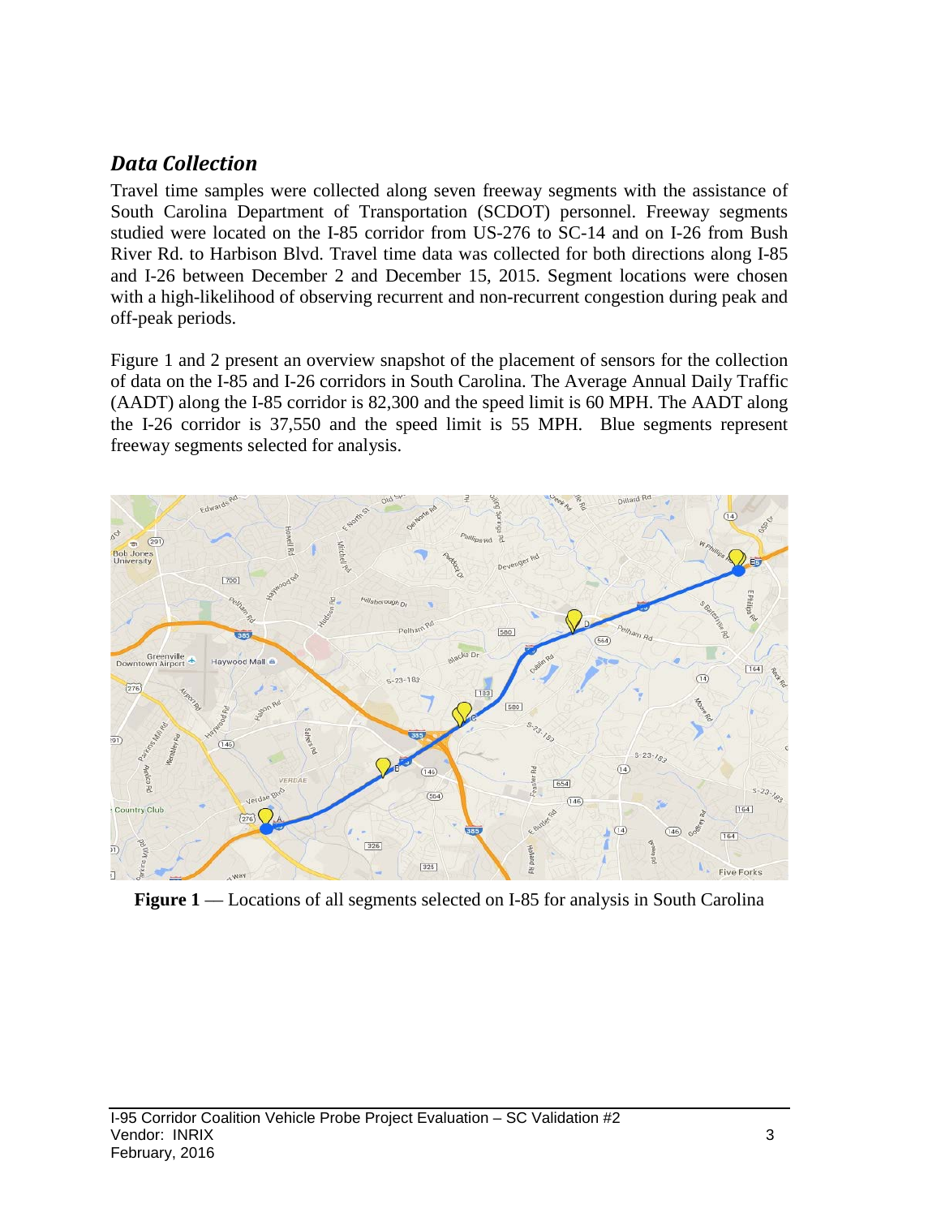## *Data Collection*

Travel time samples were collected along seven freeway segments with the assistance of South Carolina Department of Transportation (SCDOT) personnel. Freeway segments studied were located on the I-85 corridor from US-276 to SC-14 and on I-26 from Bush River Rd. to Harbison Blvd. Travel time data was collected for both directions along I-85 and I-26 between December 2 and December 15, 2015. Segment locations were chosen with a high-likelihood of observing recurrent and non-recurrent congestion during peak and off-peak periods.

Figure 1 and 2 present an overview snapshot of the placement of sensors for the collection of data on the I-85 and I-26 corridors in South Carolina. The Average Annual Daily Traffic (AADT) along the I-85 corridor is 82,300 and the speed limit is 60 MPH. The AADT along the I-26 corridor is 37,550 and the speed limit is 55 MPH. Blue segments represent freeway segments selected for analysis.

**Figure 1** — Locations of all segments selected on I-85 for analysis in South Carolina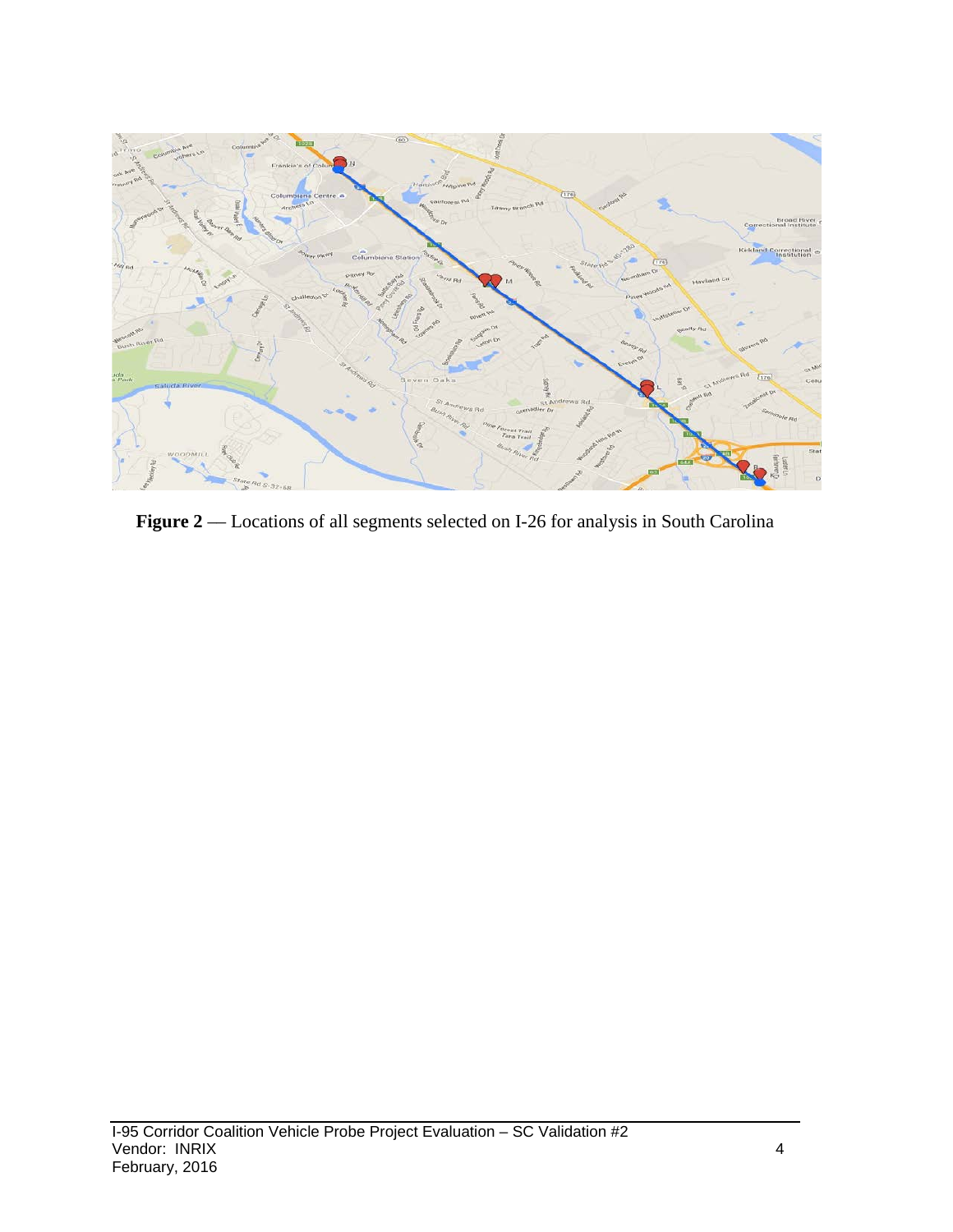**Figure 2** — Locations of all segments selected on I-26 for analysis in South Carolina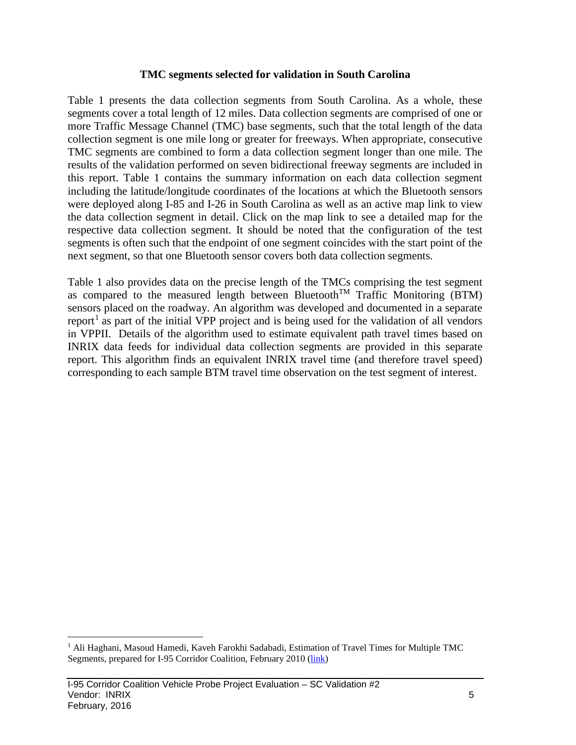### TMC segments selected for validation in South Carolina

Table 1 presents the data collection segments from South Carolina. As a whole, these segments cover a total length of 12 miles. Data collection segments are comprised of one or more Traffic Message Channel (TMC) base segments, such that the total length of the data collection segment is one mile long or greater for freeways. When appropriate, consecutive TMC segments are combined to form a data collection segment longer than one mile. The results of the validation performed on seven bidirectional freeway segments are included in this report. Table 1 contains the summary information on each data collection segment including the latitude/longitude coordinates of the locations at which the Bluetooth sensors were deployed along I-85 and I-26 in South Carolina as well as an active map link to view the data collection segment in detail. Click on the map link to see a detailed map for the respective data collection segment. It should be noted that the configuration of the test segments is often such that the endpoint of one segment coincides with the start point of the next segment, so that one Bluetooth sensor covers both data collection segments.

Table 1 also provides data on the precise length of the TMCs comprising the test segment as compared to the measured length between Bluetooth™ Traffic Monitoring (BTM) sensors placed on the roadway. An algorithm was developed and documented in a separate report[1] as part of the initial VPP project and is being used for the validation of all vendors in VPPII. Details of the algorithm used to estimate equivalent path travel times based on INRIX data feeds for individual data collection segments are provided in this separate report. This algorithm finds an equivalent INRIX travel time (and therefore travel speed) corresponding to each sample BTM travel time observation on the test segment of interest.

---

[1] Ali Haghani, Masoud Hamedi, Kaveh Farokhi Sadabadi, Estimation of Travel Times for Multiple TMC Segments, prepared for I-95 Corridor Coalition, February 2010 (link)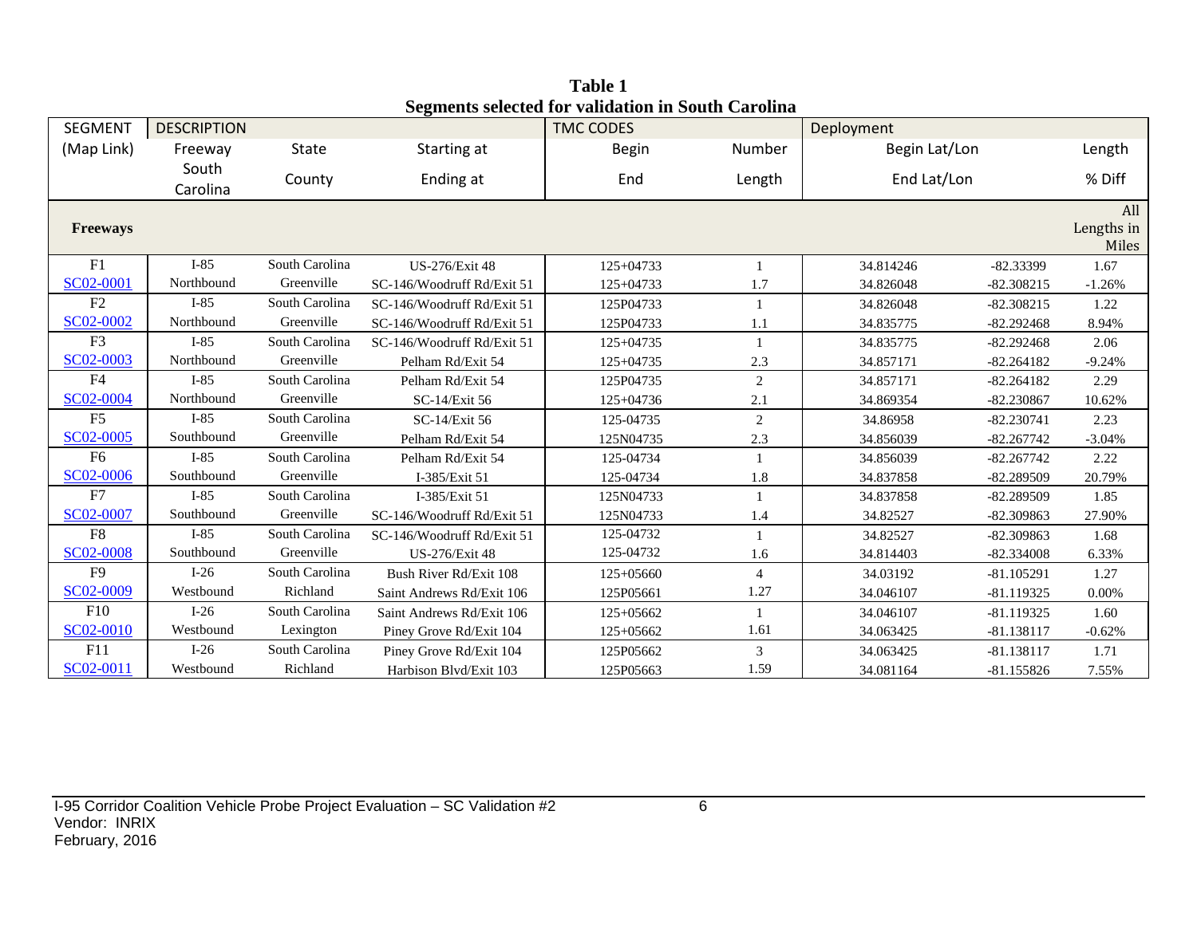**Table 1**
**Segments selected for validation in South Carolina**

| SEGMENT | DESCRIPTION | | | TMC CODES | | Deployment | | |
|---|---|---|---|---|---|---|---|---|
| (Map Link) | Freeway | State | Starting at | Begin | Number | Begin Lat/Lon | | Length |
| | South Carolina | County | Ending at | End | Length | End Lat/Lon | | % Diff |
| **Freeways** | | | | | | | | All Lengths in Miles |
| F1 | I-85 | South Carolina | US-276/Exit 48 | 125+04733 | 1 | 34.814246 | -82.33399 | 1.67 |
| SC02-0001 | Northbound | Greenville | SC-146/Woodruff Rd/Exit 51 | 125+04733 | 1.7 | 34.826048 | -82.308215 | -1.26% |
| F2 | I-85 | South Carolina | SC-146/Woodruff Rd/Exit 51 | 125P04733 | 1 | 34.826048 | -82.308215 | 1.22 |
| SC02-0002 | Northbound | Greenville | SC-146/Woodruff Rd/Exit 51 | 125P04733 | 1.1 | 34.835775 | -82.292468 | 8.94% |
| F3 | I-85 | South Carolina | SC-146/Woodruff Rd/Exit 51 | 125+04735 | 1 | 34.835775 | -82.292468 | 2.06 |
| SC02-0003 | Northbound | Greenville | Pelham Rd/Exit 54 | 125+04735 | 2.3 | 34.857171 | -82.264182 | -9.24% |
| F4 | I-85 | South Carolina | Pelham Rd/Exit 54 | 125P04735 | 2 | 34.857171 | -82.264182 | 2.29 |
| SC02-0004 | Northbound | Greenville | SC-14/Exit 56 | 125+04736 | 2.1 | 34.869354 | -82.230867 | 10.62% |
| F5 | I-85 | South Carolina | SC-14/Exit 56 | 125-04735 | 2 | 34.86958 | -82.230741 | 2.23 |
| SC02-0005 | Southbound | Greenville | Pelham Rd/Exit 54 | 125N04735 | 2.3 | 34.856039 | -82.267742 | -3.04% |
| F6 | I-85 | South Carolina | Pelham Rd/Exit 54 | 125-04734 | 1 | 34.856039 | -82.267742 | 2.22 |
| SC02-0006 | Southbound | Greenville | I-385/Exit 51 | 125-04734 | 1.8 | 34.837858 | -82.289509 | 20.79% |
| F7 | I-85 | South Carolina | I-385/Exit 51 | 125N04733 | 1 | 34.837858 | -82.289509 | 1.85 |
| SC02-0007 | Southbound | Greenville | SC-146/Woodruff Rd/Exit 51 | 125N04733 | 1.4 | 34.82527 | -82.309863 | 27.90% |
| F8 | I-85 | South Carolina | SC-146/Woodruff Rd/Exit 51 | 125-04732 | 1 | 34.82527 | -82.309863 | 1.68 |
| SC02-0008 | Southbound | Greenville | US-276/Exit 48 | 125-04732 | 1.6 | 34.814403 | -82.334008 | 6.33% |
| F9 | I-26 | South Carolina | Bush River Rd/Exit 108 | 125+05660 | 4 | 34.03192 | -81.105291 | 1.27 |
| SC02-0009 | Westbound | Richland | Saint Andrews Rd/Exit 106 | 125P05661 | 1.27 | 34.046107 | -81.119325 | 0.00% |
| F10 | I-26 | South Carolina | Saint Andrews Rd/Exit 106 | 125+05662 | 1 | 34.046107 | -81.119325 | 1.60 |
| SC02-0010 | Westbound | Lexington | Piney Grove Rd/Exit 104 | 125+05662 | 1.61 | 34.063425 | -81.138117 | -0.62% |
| F11 | I-26 | South Carolina | Piney Grove Rd/Exit 104 | 125P05662 | 3 | 34.063425 | -81.138117 | 1.71 |
| SC02-0011 | Westbound | Richland | Harbison Blvd/Exit 103 | 125P05663 | 1.59 | 34.081164 | -81.155826 | 7.55% |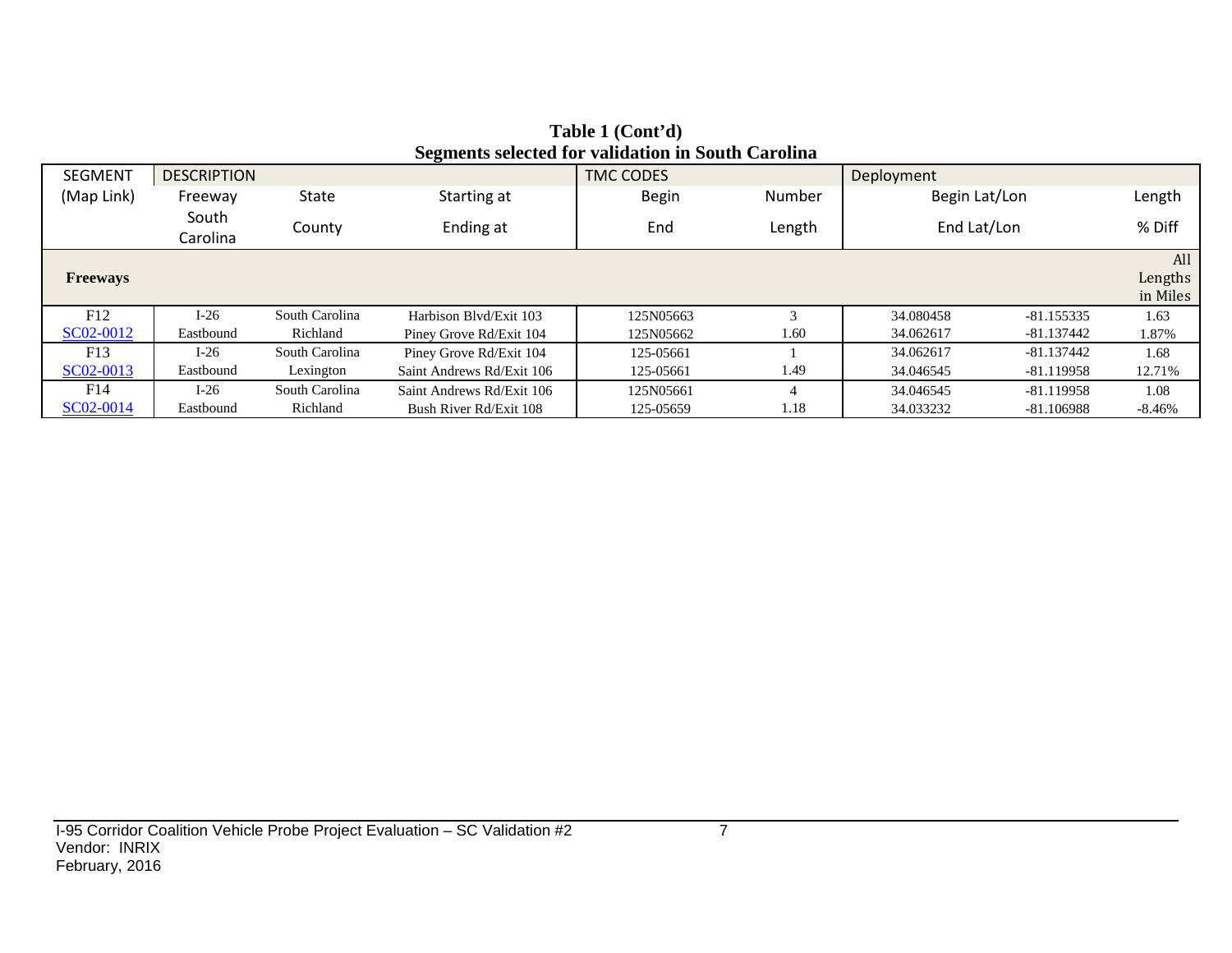**Table 1 (Cont'd)**
**Segments selected for validation in South Carolina**

| SEGMENT | DESCRIPTION | | | TMC CODES | | Deployment | | |
|---|---|---|---|---|---|---|---|---|
| (Map Link) | Freeway | State | Starting at | Begin | Number | Begin Lat/Lon | | Length |
| | South Carolina | County | Ending at | End | Length | End Lat/Lon | | % Diff |
| **Freeways** | | | | | | | | All Lengths in Miles |
| F12 | I-26 | South Carolina | Harbison Blvd/Exit 103 | 125N05663 | 3 | 34.080458 | -81.155335 | 1.63 |
| SC02-0012 | Eastbound | Richland | Piney Grove Rd/Exit 104 | 125N05662 | 1.60 | 34.062617 | -81.137442 | 1.87% |
| F13 | I-26 | South Carolina | Piney Grove Rd/Exit 104 | 125-05661 | 1 | 34.062617 | -81.137442 | 1.68 |
| SC02-0013 | Eastbound | Lexington | Saint Andrews Rd/Exit 106 | 125-05661 | 1.49 | 34.046545 | -81.119958 | 12.71% |
| F14 | I-26 | South Carolina | Saint Andrews Rd/Exit 106 | 125N05661 | 4 | 34.046545 | -81.119958 | 1.08 |
| SC02-0014 | Eastbound | Richland | Bush River Rd/Exit 108 | 125-05659 | 1.18 | 34.033232 | -81.106988 | -8.46% |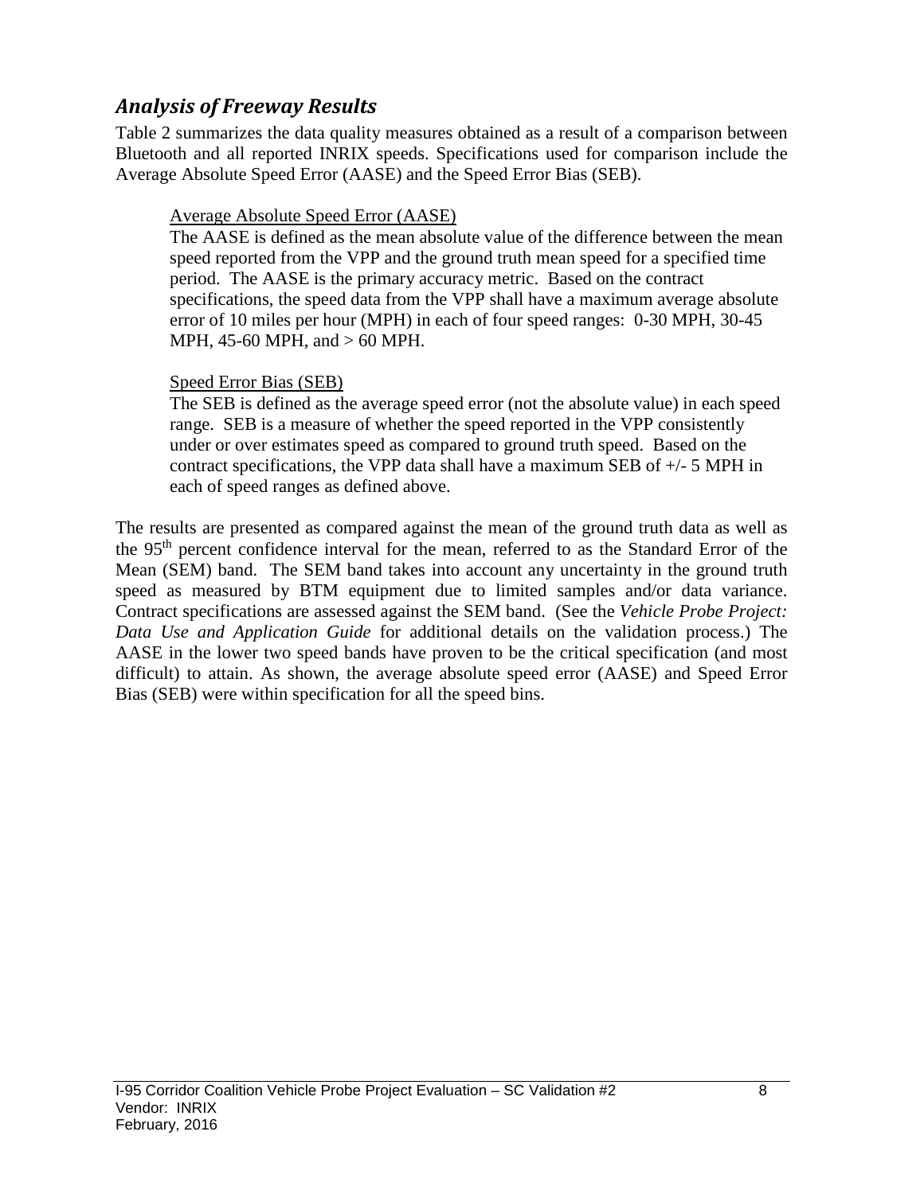## *Analysis of Freeway Results*

Table 2 summarizes the data quality measures obtained as a result of a comparison between Bluetooth and all reported INRIX speeds. Specifications used for comparison include the Average Absolute Speed Error (AASE) and the Speed Error Bias (SEB).

> Average Absolute Speed Error (AASE)
>
> The AASE is defined as the mean absolute value of the difference between the mean speed reported from the VPP and the ground truth mean speed for a specified time period. The AASE is the primary accuracy metric. Based on the contract specifications, the speed data from the VPP shall have a maximum average absolute error of 10 miles per hour (MPH) in each of four speed ranges: 0-30 MPH, 30-45 MPH, 45-60 MPH, and > 60 MPH.
>
> Speed Error Bias (SEB)
>
> The SEB is defined as the average speed error (not the absolute value) in each speed range. SEB is a measure of whether the speed reported in the VPP consistently under or over estimates speed as compared to ground truth speed. Based on the contract specifications, the VPP data shall have a maximum SEB of +/- 5 MPH in each of speed ranges as defined above.

The results are presented as compared against the mean of the ground truth data as well as the 95th percent confidence interval for the mean, referred to as the Standard Error of the Mean (SEM) band. The SEM band takes into account any uncertainty in the ground truth speed as measured by BTM equipment due to limited samples and/or data variance. Contract specifications are assessed against the SEM band. (See the *Vehicle Probe Project: Data Use and Application Guide* for additional details on the validation process.) The AASE in the lower two speed bands have proven to be the critical specification (and most difficult) to attain. As shown, the average absolute speed error (AASE) and Speed Error Bias (SEB) were within specification for all the speed bins.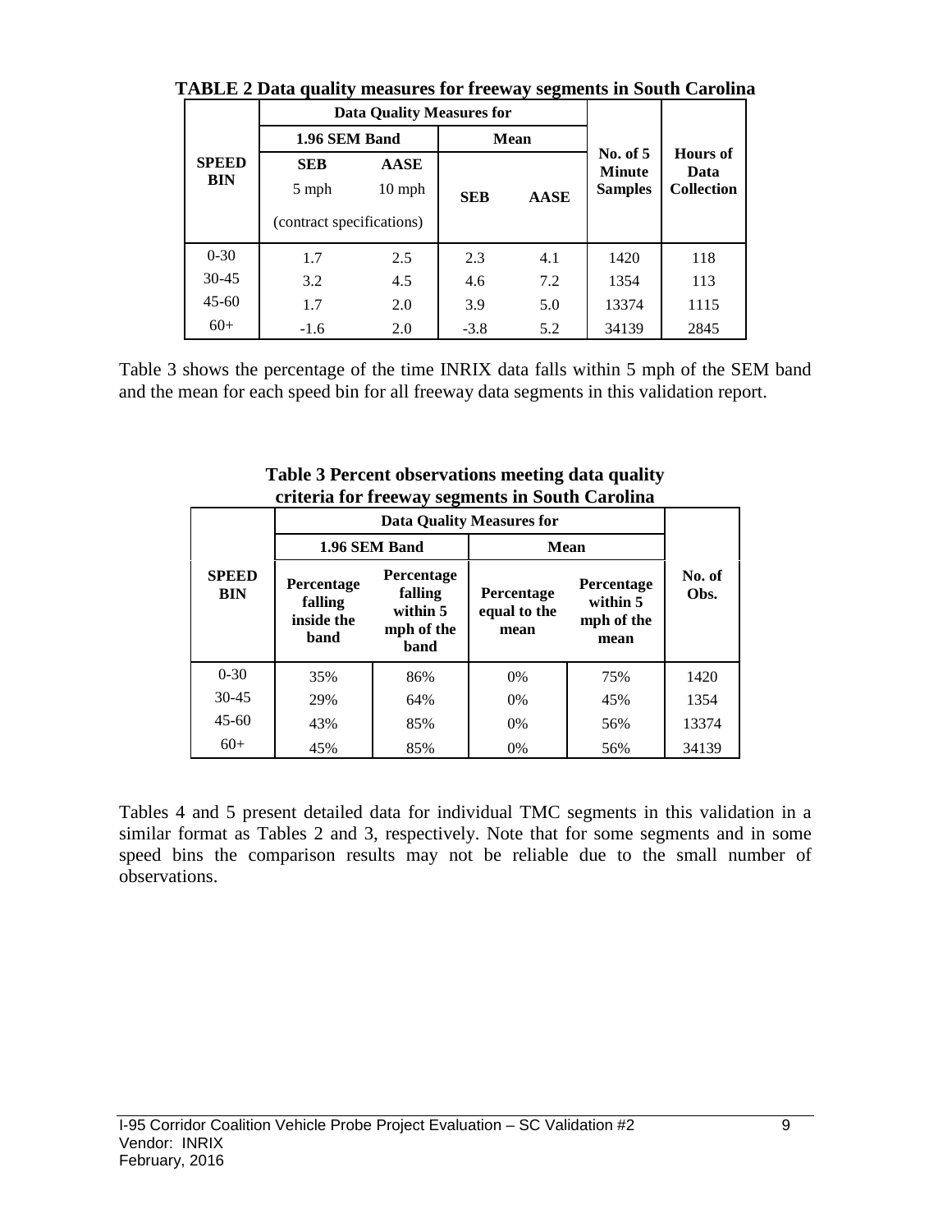**TABLE 2 Data quality measures for freeway segments in South Carolina**

| SPEED BIN | Data Quality Measures for | | | | No. of 5 Minute Samples | Hours of Data Collection |
|---|---|---|---|---|---|---|
| | 1.96 SEM Band | | Mean | | | |
| | SEB 5 mph (contract specifications) | AASE 10 mph (contract specifications) | SEB | AASE | | |
| 0-30 | 1.7 | 2.5 | 2.3 | 4.1 | 1420 | 118 |
| 30-45 | 3.2 | 4.5 | 4.6 | 7.2 | 1354 | 113 |
| 45-60 | 1.7 | 2.0 | 3.9 | 5.0 | 13374 | 1115 |
| 60+ | -1.6 | 2.0 | -3.8 | 5.2 | 34139 | 2845 |

Table 3 shows the percentage of the time INRIX data falls within 5 mph of the SEM band and the mean for each speed bin for all freeway data segments in this validation report.

**Table 3 Percent observations meeting data quality criteria for freeway segments in South Carolina**

| SPEED BIN | Data Quality Measures for | | | | No. of Obs. |
|---|---|---|---|---|---|
| | 1.96 SEM Band | | Mean | | |
| | Percentage falling inside the band | Percentage falling within 5 mph of the band | Percentage equal to the mean | Percentage within 5 mph of the mean | |
| 0-30 | 35% | 86% | 0% | 75% | 1420 |
| 30-45 | 29% | 64% | 0% | 45% | 1354 |
| 45-60 | 43% | 85% | 0% | 56% | 13374 |
| 60+ | 45% | 85% | 0% | 56% | 34139 |

Tables 4 and 5 present detailed data for individual TMC segments in this validation in a similar format as Tables 2 and 3, respectively. Note that for some segments and in some speed bins the comparison results may not be reliable due to the small number of observations.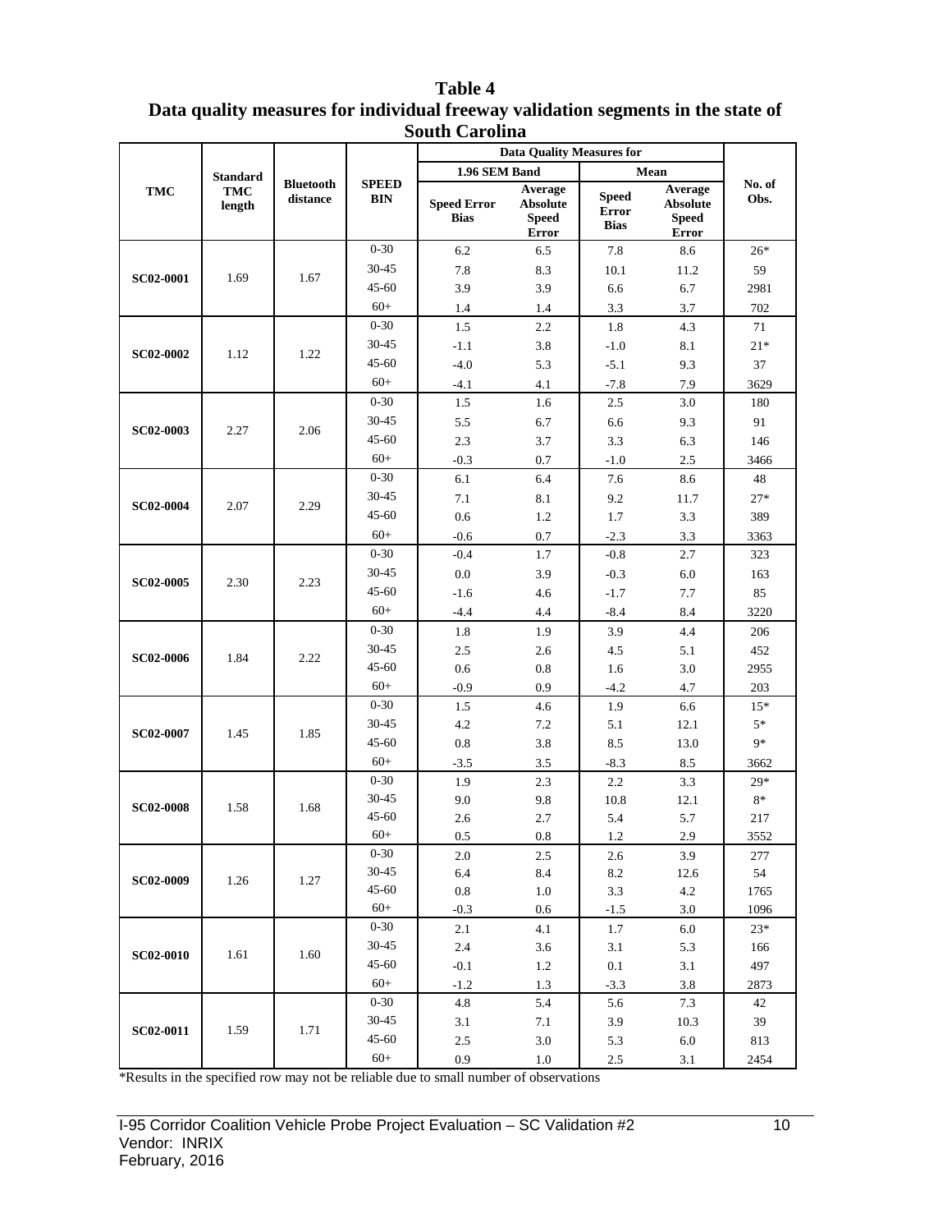**Table 4**
**Data quality measures for individual freeway validation segments in the state of South Carolina**

| TMC | Standard TMC length | Bluetooth distance | SPEED BIN | Data Quality Measures for | | | | No. of Obs. |
|---|---|---|---|---|---|---|---|---|
| | | | | 1.96 SEM Band | | Mean | | |
| | | | | Speed Error Bias | Average Absolute Speed Error | Speed Error Bias | Average Absolute Speed Error | |
| SC02-0001 | 1.69 | 1.67 | 0-30 | 6.2 | 6.5 | 7.8 | 8.6 | 26* |
| | | | 30-45 | 7.8 | 8.3 | 10.1 | 11.2 | 59 |
| | | | 45-60 | 3.9 | 3.9 | 6.6 | 6.7 | 2981 |
| | | | 60+ | 1.4 | 1.4 | 3.3 | 3.7 | 702 |
| SC02-0002 | 1.12 | 1.22 | 0-30 | 1.5 | 2.2 | 1.8 | 4.3 | 71 |
| | | | 30-45 | -1.1 | 3.8 | -1.0 | 8.1 | 21* |
| | | | 45-60 | -4.0 | 5.3 | -5.1 | 9.3 | 37 |
| | | | 60+ | -4.1 | 4.1 | -7.8 | 7.9 | 3629 |
| SC02-0003 | 2.27 | 2.06 | 0-30 | 1.5 | 1.6 | 2.5 | 3.0 | 180 |
| | | | 30-45 | 5.5 | 6.7 | 6.6 | 9.3 | 91 |
| | | | 45-60 | 2.3 | 3.7 | 3.3 | 6.3 | 146 |
| | | | 60+ | -0.3 | 0.7 | -1.0 | 2.5 | 3466 |
| SC02-0004 | 2.07 | 2.29 | 0-30 | 6.1 | 6.4 | 7.6 | 8.6 | 48 |
| | | | 30-45 | 7.1 | 8.1 | 9.2 | 11.7 | 27* |
| | | | 45-60 | 0.6 | 1.2 | 1.7 | 3.3 | 389 |
| | | | 60+ | -0.6 | 0.7 | -2.3 | 3.3 | 3363 |
| SC02-0005 | 2.30 | 2.23 | 0-30 | -0.4 | 1.7 | -0.8 | 2.7 | 323 |
| | | | 30-45 | 0.0 | 3.9 | -0.3 | 6.0 | 163 |
| | | | 45-60 | -1.6 | 4.6 | -1.7 | 7.7 | 85 |
| | | | 60+ | -4.4 | 4.4 | -8.4 | 8.4 | 3220 |
| SC02-0006 | 1.84 | 2.22 | 0-30 | 1.8 | 1.9 | 3.9 | 4.4 | 206 |
| | | | 30-45 | 2.5 | 2.6 | 4.5 | 5.1 | 452 |
| | | | 45-60 | 0.6 | 0.8 | 1.6 | 3.0 | 2955 |
| | | | 60+ | -0.9 | 0.9 | -4.2 | 4.7 | 203 |
| SC02-0007 | 1.45 | 1.85 | 0-30 | 1.5 | 4.6 | 1.9 | 6.6 | 15* |
| | | | 30-45 | 4.2 | 7.2 | 5.1 | 12.1 | 5* |
| | | | 45-60 | 0.8 | 3.8 | 8.5 | 13.0 | 9* |
| | | | 60+ | -3.5 | 3.5 | -8.3 | 8.5 | 3662 |
| SC02-0008 | 1.58 | 1.68 | 0-30 | 1.9 | 2.3 | 2.2 | 3.3 | 29* |
| | | | 30-45 | 9.0 | 9.8 | 10.8 | 12.1 | 8* |
| | | | 45-60 | 2.6 | 2.7 | 5.4 | 5.7 | 217 |
| | | | 60+ | 0.5 | 0.8 | 1.2 | 2.9 | 3552 |
| SC02-0009 | 1.26 | 1.27 | 0-30 | 2.0 | 2.5 | 2.6 | 3.9 | 277 |
| | | | 30-45 | 6.4 | 8.4 | 8.2 | 12.6 | 54 |
| | | | 45-60 | 0.8 | 1.0 | 3.3 | 4.2 | 1765 |
| | | | 60+ | -0.3 | 0.6 | -1.5 | 3.0 | 1096 |
| SC02-0010 | 1.61 | 1.60 | 0-30 | 2.1 | 4.1 | 1.7 | 6.0 | 23* |
| | | | 30-45 | 2.4 | 3.6 | 3.1 | 5.3 | 166 |
| | | | 45-60 | -0.1 | 1.2 | 0.1 | 3.1 | 497 |
| | | | 60+ | -1.2 | 1.3 | -3.3 | 3.8 | 2873 |
| SC02-0011 | 1.59 | 1.71 | 0-30 | 4.8 | 5.4 | 5.6 | 7.3 | 42 |
| | | | 30-45 | 3.1 | 7.1 | 3.9 | 10.3 | 39 |
| | | | 45-60 | 2.5 | 3.0 | 5.3 | 6.0 | 813 |
| | | | 60+ | 0.9 | 1.0 | 2.5 | 3.1 | 2454 |

*Results in the specified row may not be reliable due to small number of observations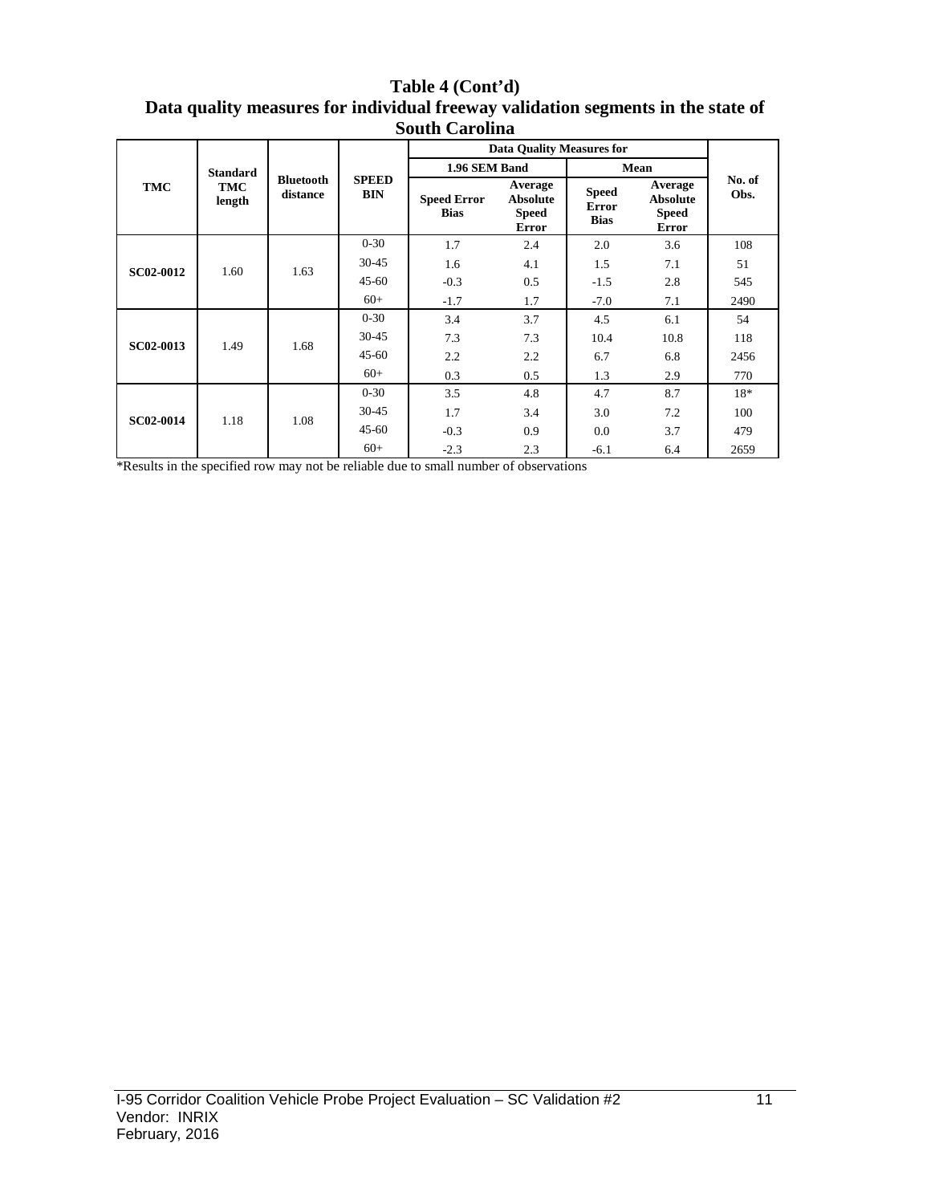**Table 4 (Cont'd)**
**Data quality measures for individual freeway validation segments in the state of South Carolina**

| TMC | Standard TMC length | Bluetooth distance | SPEED BIN | Data Quality Measures for | | | | No. of Obs. |
|---|---|---|---|---|---|---|---|---|
| | | | | 1.96 SEM Band | | Mean | | |
| | | | | Speed Error Bias | Average Absolute Speed Error | Speed Error Bias | Average Absolute Speed Error | |
| SC02-0012 | 1.60 | 1.63 | 0-30 | 1.7 | 2.4 | 2.0 | 3.6 | 108 |
| | | | 30-45 | 1.6 | 4.1 | 1.5 | 7.1 | 51 |
| | | | 45-60 | -0.3 | 0.5 | -1.5 | 2.8 | 545 |
| | | | 60+ | -1.7 | 1.7 | -7.0 | 7.1 | 2490 |
| SC02-0013 | 1.49 | 1.68 | 0-30 | 3.4 | 3.7 | 4.5 | 6.1 | 54 |
| | | | 30-45 | 7.3 | 7.3 | 10.4 | 10.8 | 118 |
| | | | 45-60 | 2.2 | 2.2 | 6.7 | 6.8 | 2456 |
| | | | 60+ | 0.3 | 0.5 | 1.3 | 2.9 | 770 |
| SC02-0014 | 1.18 | 1.08 | 0-30 | 3.5 | 4.8 | 4.7 | 8.7 | 18* |
| | | | 30-45 | 1.7 | 3.4 | 3.0 | 7.2 | 100 |
| | | | 45-60 | -0.3 | 0.9 | 0.0 | 3.7 | 479 |
| | | | 60+ | -2.3 | 2.3 | -6.1 | 6.4 | 2659 |

*Results in the specified row may not be reliable due to small number of observations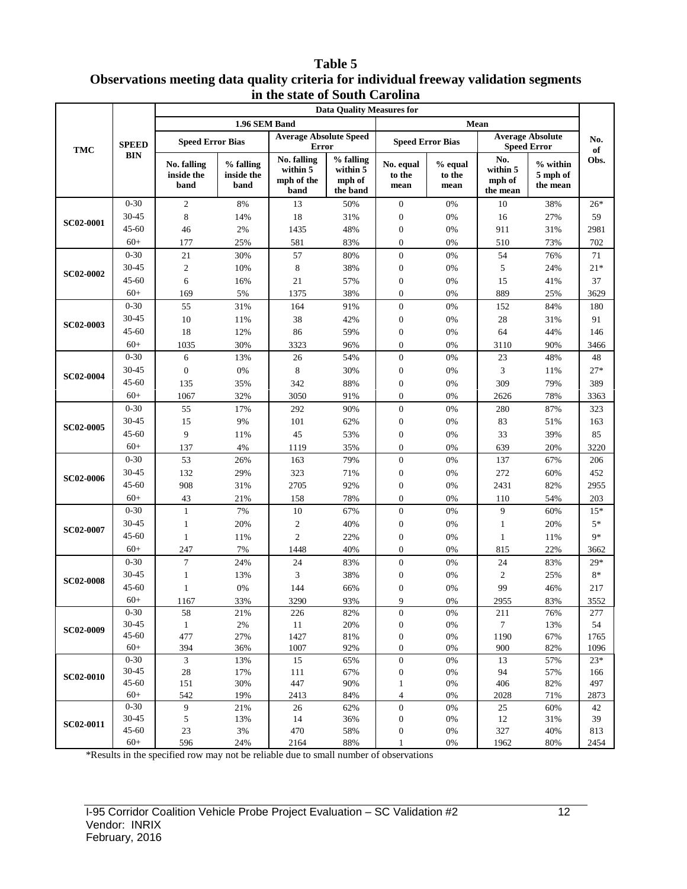**Table 5**
**Observations meeting data quality criteria for individual freeway validation segments in the state of South Carolina**

| TMC | SPEED BIN | Data Quality Measures for | | | | | | | | No. of Obs. |
|---|---|---|---|---|---|---|---|---|---|---|
| | | 1.96 SEM Band | | | | Mean | | | | |
| | | Speed Error Bias | | Average Absolute Speed Error | | Speed Error Bias | | Average Absolute Speed Error | | |
| | | No. falling inside the band | % falling inside the band | No. falling within 5 mph of the band | % falling within 5 mph of the band | No. equal to the mean | % equal to the mean | No. within 5 mph of the mean | % within 5 mph of the mean | |
| SC02-0001 | 0-30 | 2 | 8% | 13 | 50% | 0 | 0% | 10 | 38% | 26* |
| | 30-45 | 8 | 14% | 18 | 31% | 0 | 0% | 16 | 27% | 59 |
| | 45-60 | 46 | 2% | 1435 | 48% | 0 | 0% | 911 | 31% | 2981 |
| | 60+ | 177 | 25% | 581 | 83% | 0 | 0% | 510 | 73% | 702 |
| SC02-0002 | 0-30 | 21 | 30% | 57 | 80% | 0 | 0% | 54 | 76% | 71 |
| | 30-45 | 2 | 10% | 8 | 38% | 0 | 0% | 5 | 24% | 21* |
| | 45-60 | 6 | 16% | 21 | 57% | 0 | 0% | 15 | 41% | 37 |
| | 60+ | 169 | 5% | 1375 | 38% | 0 | 0% | 889 | 25% | 3629 |
| SC02-0003 | 0-30 | 55 | 31% | 164 | 91% | 0 | 0% | 152 | 84% | 180 |
| | 30-45 | 10 | 11% | 38 | 42% | 0 | 0% | 28 | 31% | 91 |
| | 45-60 | 18 | 12% | 86 | 59% | 0 | 0% | 64 | 44% | 146 |
| | 60+ | 1035 | 30% | 3323 | 96% | 0 | 0% | 3110 | 90% | 3466 |
| SC02-0004 | 0-30 | 6 | 13% | 26 | 54% | 0 | 0% | 23 | 48% | 48 |
| | 30-45 | 0 | 0% | 8 | 30% | 0 | 0% | 3 | 11% | 27* |
| | 45-60 | 135 | 35% | 342 | 88% | 0 | 0% | 309 | 79% | 389 |
| | 60+ | 1067 | 32% | 3050 | 91% | 0 | 0% | 2626 | 78% | 3363 |
| SC02-0005 | 0-30 | 55 | 17% | 292 | 90% | 0 | 0% | 280 | 87% | 323 |
| | 30-45 | 15 | 9% | 101 | 62% | 0 | 0% | 83 | 51% | 163 |
| | 45-60 | 9 | 11% | 45 | 53% | 0 | 0% | 33 | 39% | 85 |
| | 60+ | 137 | 4% | 1119 | 35% | 0 | 0% | 639 | 20% | 3220 |
| SC02-0006 | 0-30 | 53 | 26% | 163 | 79% | 0 | 0% | 137 | 67% | 206 |
| | 30-45 | 132 | 29% | 323 | 71% | 0 | 0% | 272 | 60% | 452 |
| | 45-60 | 908 | 31% | 2705 | 92% | 0 | 0% | 2431 | 82% | 2955 |
| | 60+ | 43 | 21% | 158 | 78% | 0 | 0% | 110 | 54% | 203 |
| SC02-0007 | 0-30 | 1 | 7% | 10 | 67% | 0 | 0% | 9 | 60% | 15* |
| | 30-45 | 1 | 20% | 2 | 40% | 0 | 0% | 1 | 20% | 5* |
| | 45-60 | 1 | 11% | 2 | 22% | 0 | 0% | 1 | 11% | 9* |
| | 60+ | 247 | 7% | 1448 | 40% | 0 | 0% | 815 | 22% | 3662 |
| SC02-0008 | 0-30 | 7 | 24% | 24 | 83% | 0 | 0% | 24 | 83% | 29* |
| | 30-45 | 1 | 13% | 3 | 38% | 0 | 0% | 2 | 25% | 8* |
| | 45-60 | 1 | 0% | 144 | 66% | 0 | 0% | 99 | 46% | 217 |
| | 60+ | 1167 | 33% | 3290 | 93% | 9 | 0% | 2955 | 83% | 3552 |
| SC02-0009 | 0-30 | 58 | 21% | 226 | 82% | 0 | 0% | 211 | 76% | 277 |
| | 30-45 | 1 | 2% | 11 | 20% | 0 | 0% | 7 | 13% | 54 |
| | 45-60 | 477 | 27% | 1427 | 81% | 0 | 0% | 1190 | 67% | 1765 |
| | 60+ | 394 | 36% | 1007 | 92% | 0 | 0% | 900 | 82% | 1096 |
| SC02-0010 | 0-30 | 3 | 13% | 15 | 65% | 0 | 0% | 13 | 57% | 23* |
| | 30-45 | 28 | 17% | 111 | 67% | 0 | 0% | 94 | 57% | 166 |
| | 45-60 | 151 | 30% | 447 | 90% | 1 | 0% | 406 | 82% | 497 |
| | 60+ | 542 | 19% | 2413 | 84% | 4 | 0% | 2028 | 71% | 2873 |
| SC02-0011 | 0-30 | 9 | 21% | 26 | 62% | 0 | 0% | 25 | 60% | 42 |
| | 30-45 | 5 | 13% | 14 | 36% | 0 | 0% | 12 | 31% | 39 |
| | 45-60 | 23 | 3% | 470 | 58% | 0 | 0% | 327 | 40% | 813 |
| | 60+ | 596 | 24% | 2164 | 88% | 1 | 0% | 1962 | 80% | 2454 |

*Results in the specified row may not be reliable due to small number of observations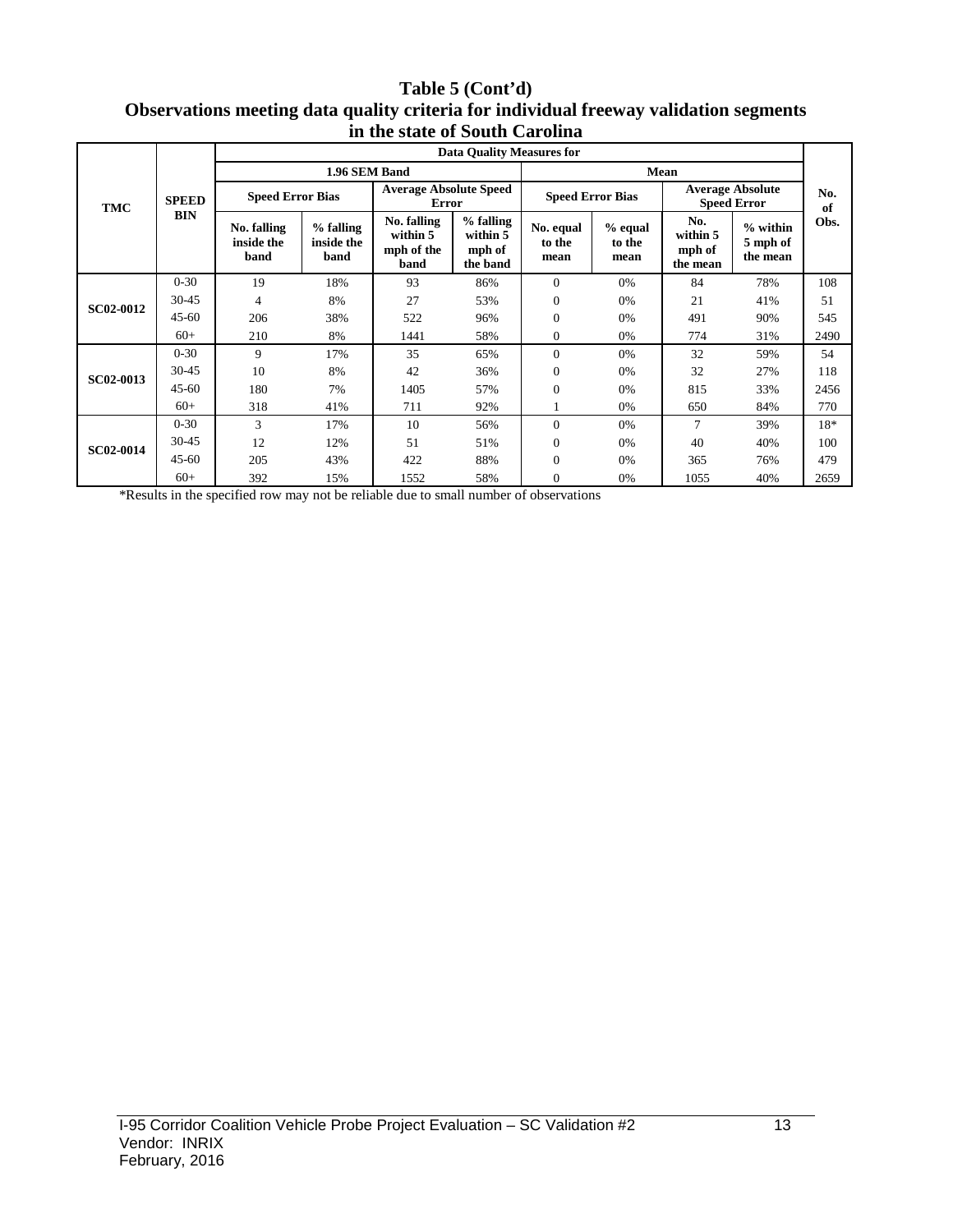**Table 5 (Cont'd)**
**Observations meeting data quality criteria for individual freeway validation segments in the state of South Carolina**

| TMC | SPEED BIN | Data Quality Measures for | | | | | | | | No. of Obs. |
|---|---|---|---|---|---|---|---|---|---|---|
| | | 1.96 SEM Band | | | | Mean | | | | |
| | | Speed Error Bias | | Average Absolute Speed Error | | Speed Error Bias | | Average Absolute Speed Error | | |
| | | No. falling inside the band | % falling inside the band | No. falling within 5 mph of the band | % falling within 5 mph of the band | No. equal to the mean | % equal to the mean | No. within 5 mph of the mean | % within 5 mph of the mean | |
| SC02-0012 | 0-30 | 19 | 18% | 93 | 86% | 0 | 0% | 84 | 78% | 108 |
| | 30-45 | 4 | 8% | 27 | 53% | 0 | 0% | 21 | 41% | 51 |
| | 45-60 | 206 | 38% | 522 | 96% | 0 | 0% | 491 | 90% | 545 |
| | 60+ | 210 | 8% | 1441 | 58% | 0 | 0% | 774 | 31% | 2490 |
| SC02-0013 | 0-30 | 9 | 17% | 35 | 65% | 0 | 0% | 32 | 59% | 54 |
| | 30-45 | 10 | 8% | 42 | 36% | 0 | 0% | 32 | 27% | 118 |
| | 45-60 | 180 | 7% | 1405 | 57% | 0 | 0% | 815 | 33% | 2456 |
| | 60+ | 318 | 41% | 711 | 92% | 1 | 0% | 650 | 84% | 770 |
| SC02-0014 | 0-30 | 3 | 17% | 10 | 56% | 0 | 0% | 7 | 39% | 18* |
| | 30-45 | 12 | 12% | 51 | 51% | 0 | 0% | 40 | 40% | 100 |
| | 45-60 | 205 | 43% | 422 | 88% | 0 | 0% | 365 | 76% | 479 |
| | 60+ | 392 | 15% | 1552 | 58% | 0 | 0% | 1055 | 40% | 2659 |

*Results in the specified row may not be reliable due to small number of observations